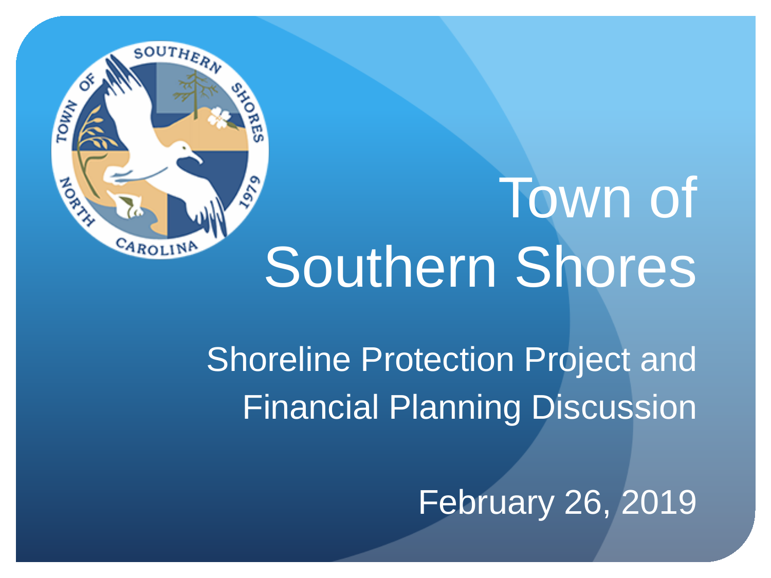# Town of Southern Shores

## Shoreline Protection Project and Financial Planning Discussion

February 26, 2019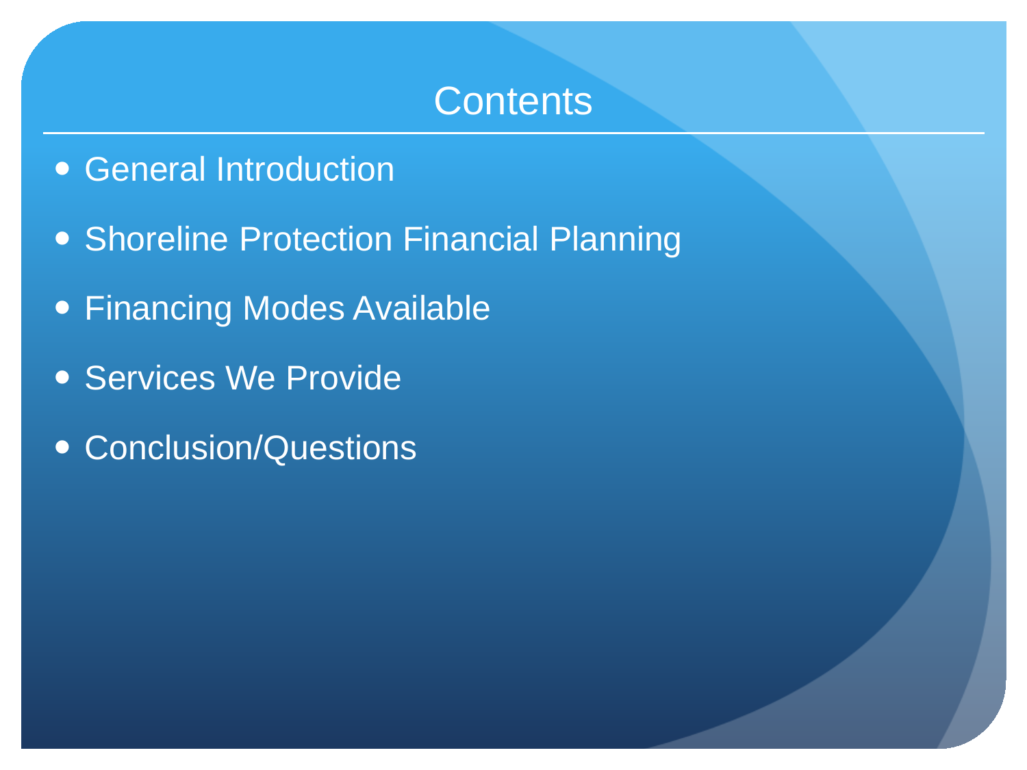# Contents

- General Introduction
- Shoreline Protection Financial Planning
- Financing Modes Available
- Services We Provide
- Conclusion/Questions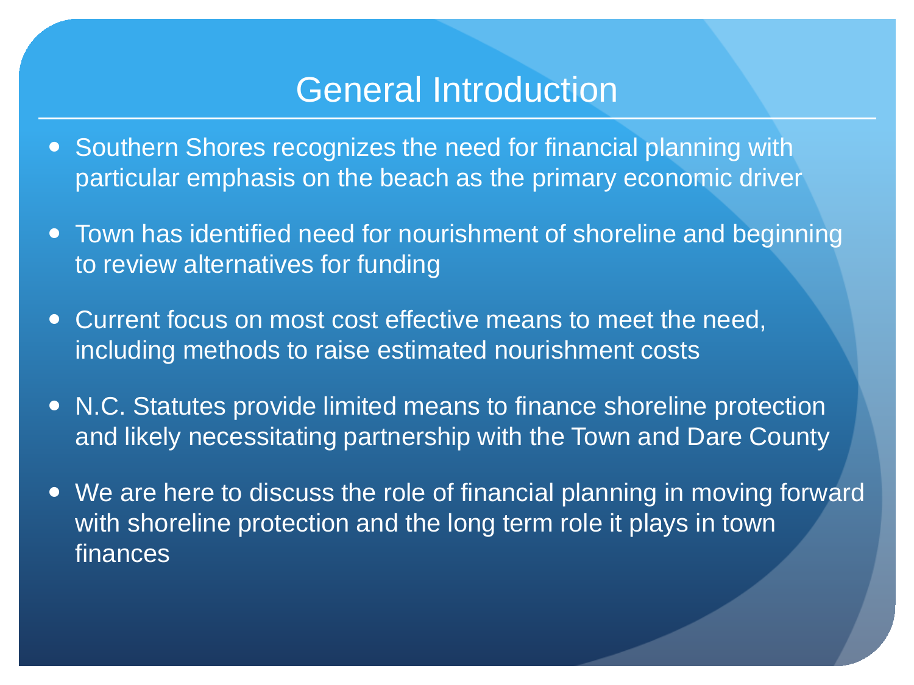# General Introduction

- Southern Shores recognizes the need for financial planning with particular emphasis on the beach as the primary economic driver
- Town has identified need for nourishment of shoreline and beginning to review alternatives for funding
- Current focus on most cost effective means to meet the need, including methods to raise estimated nourishment costs
- N.C. Statutes provide limited means to finance shoreline protection and likely necessitating partnership with the Town and Dare County
- We are here to discuss the role of financial planning in moving forward with shoreline protection and the long term role it plays in town finances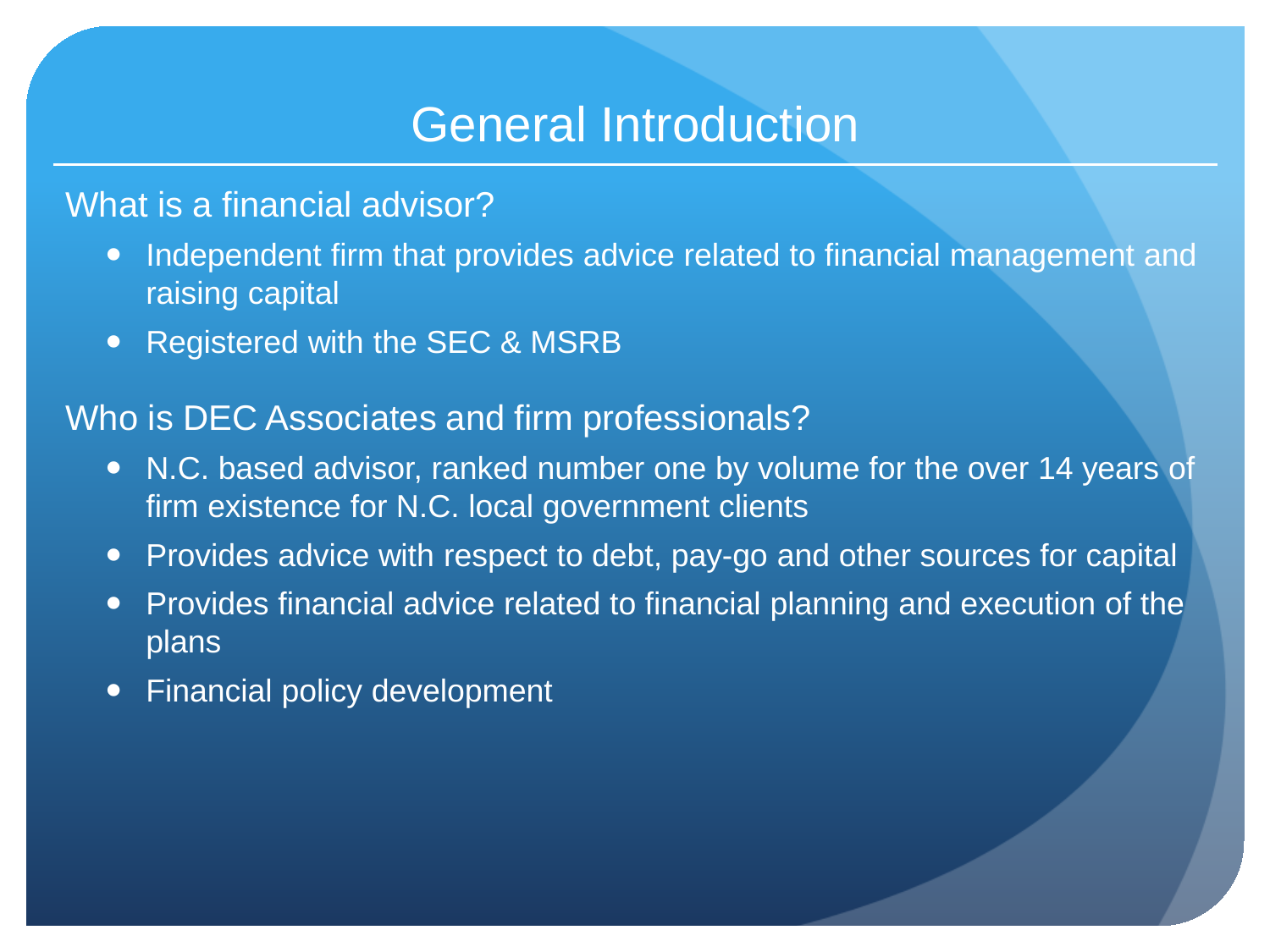# General Introduction

What is a financial advisor?

- Independent firm that provides advice related to financial management and raising capital
- Registered with the SEC & MSRB

Who is DEC Associates and firm professionals?

- N.C. based advisor, ranked number one by volume for the over 14 years of firm existence for N.C. local government clients
- Provides advice with respect to debt, pay-go and other sources for capital
- Provides financial advice related to financial planning and execution of the plans
- Financial policy development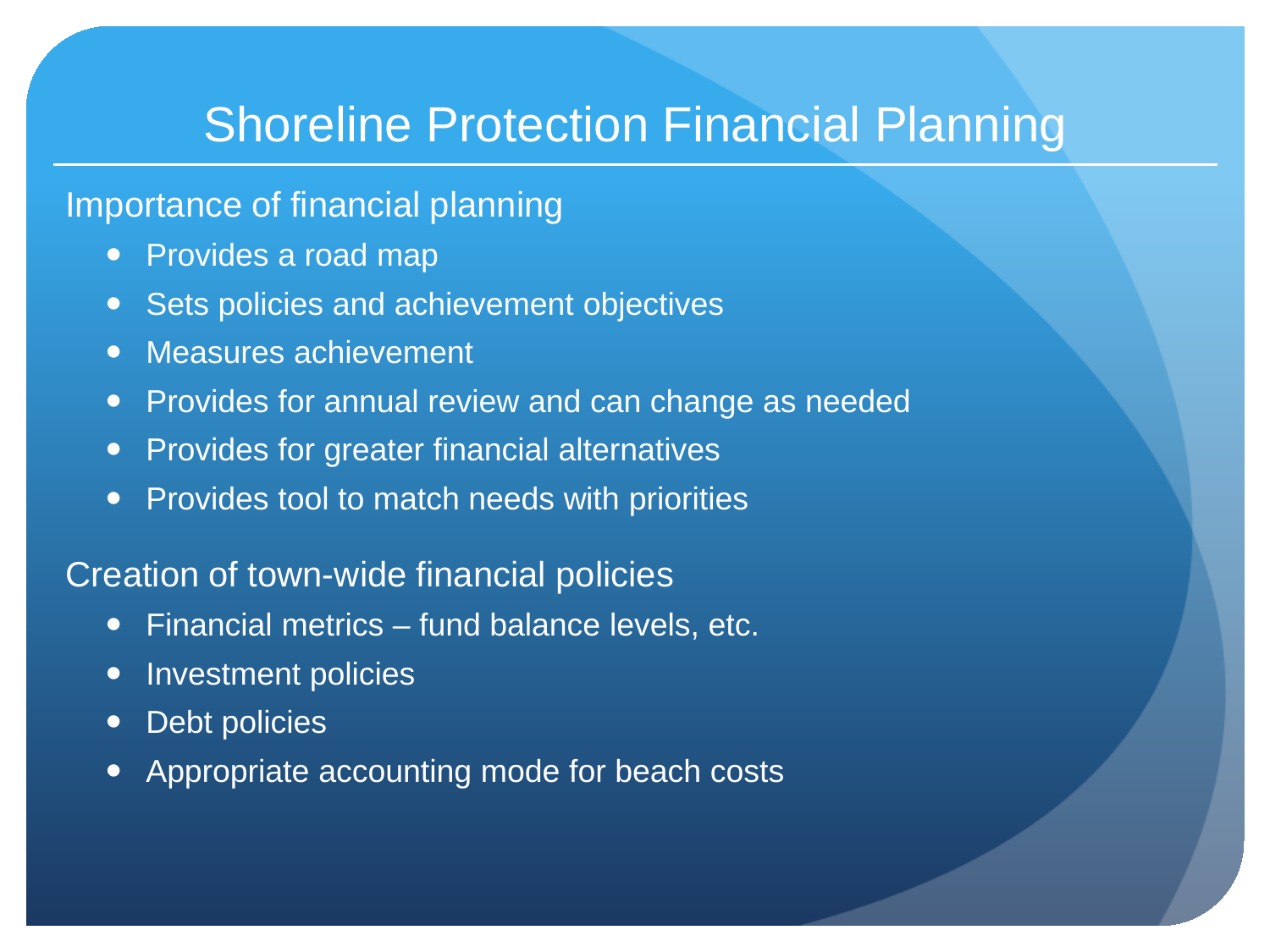# Shoreline Protection Financial Planning

Importance of financial planning

- Provides a road map
- Sets policies and achievement objectives
- Measures achievement
- Provides for annual review and can change as needed
- Provides for greater financial alternatives
- Provides tool to match needs with priorities

Creation of town-wide financial policies

- Financial metrics – fund balance levels, etc.
- Investment policies
- Debt policies
- Appropriate accounting mode for beach costs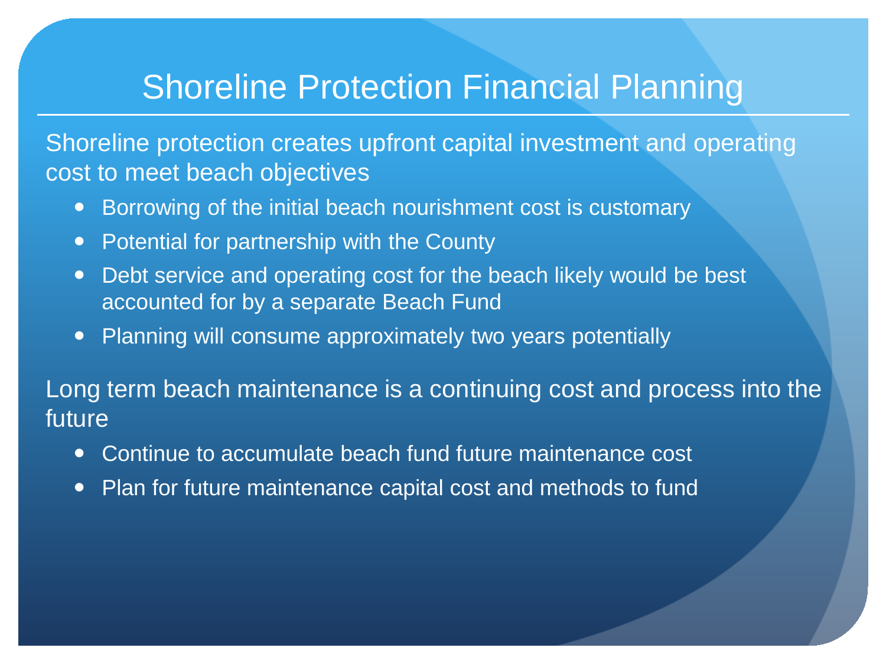# Shoreline Protection Financial Planning

Shoreline protection creates upfront capital investment and operating cost to meet beach objectives

- Borrowing of the initial beach nourishment cost is customary
- Potential for partnership with the County
- Debt service and operating cost for the beach likely would be best accounted for by a separate Beach Fund
- Planning will consume approximately two years potentially

Long term beach maintenance is a continuing cost and process into the future

- Continue to accumulate beach fund future maintenance cost
- Plan for future maintenance capital cost and methods to fund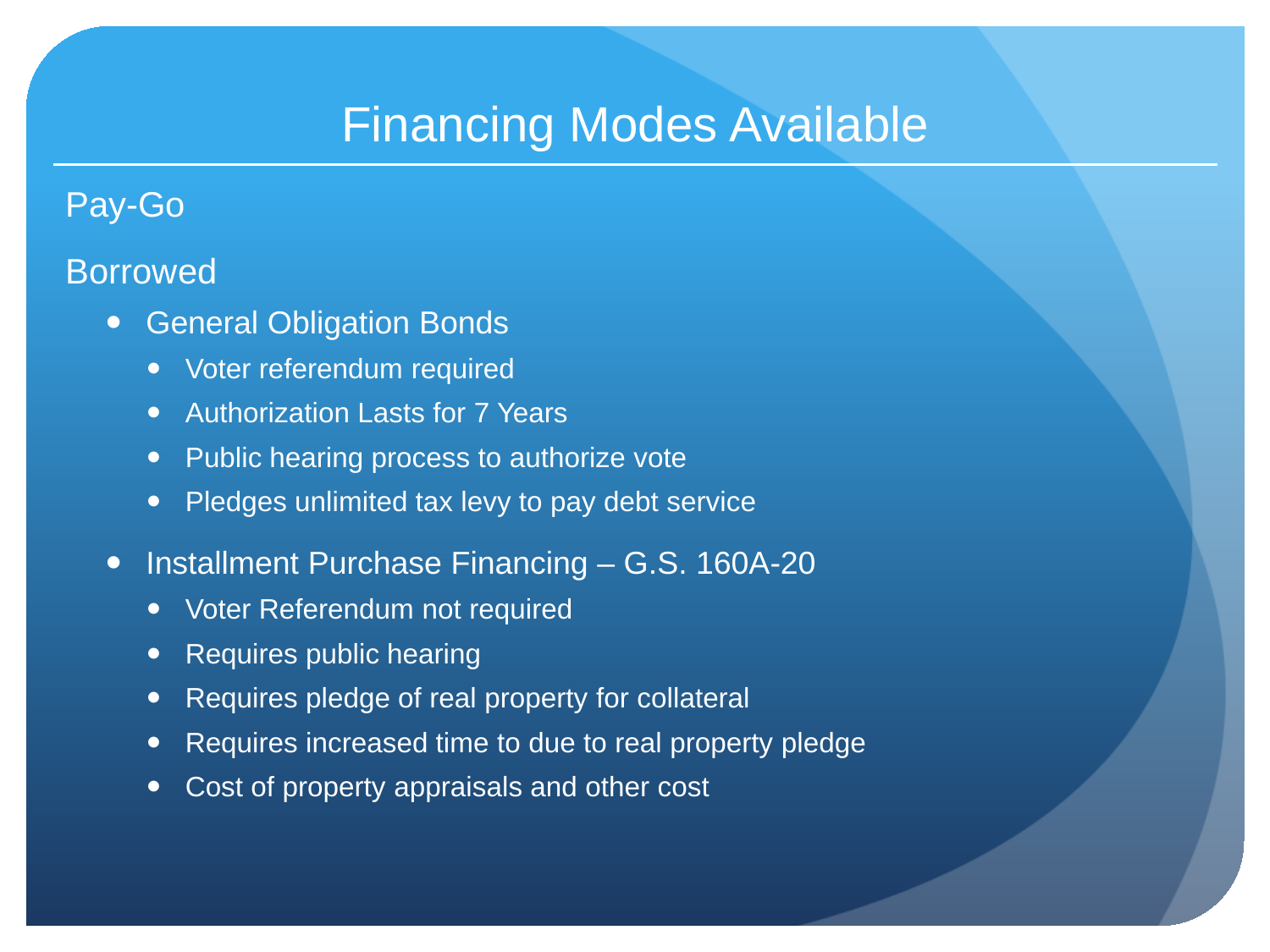# Financing Modes Available

Pay-Go

Borrowed

- General Obligation Bonds
  - Voter referendum required
  - Authorization Lasts for 7 Years
  - Public hearing process to authorize vote
  - Pledges unlimited tax levy to pay debt service
- Installment Purchase Financing – G.S. 160A-20
  - Voter Referendum not required
  - Requires public hearing
  - Requires pledge of real property for collateral
  - Requires increased time to due to real property pledge
  - Cost of property appraisals and other cost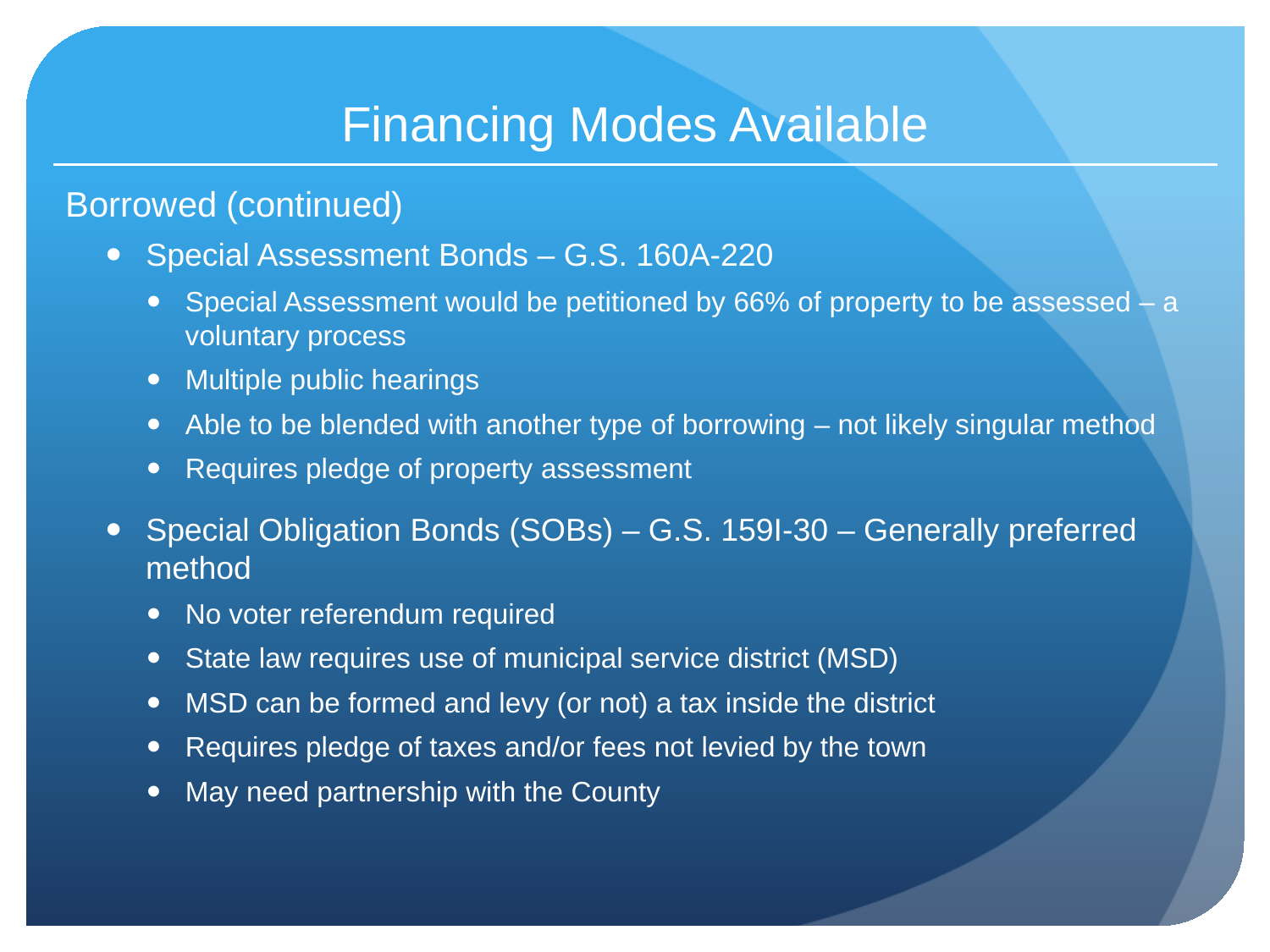# Financing Modes Available

Borrowed (continued)

- Special Assessment Bonds – G.S. 160A-220
  - Special Assessment would be petitioned by 66% of property to be assessed – a voluntary process
  - Multiple public hearings
  - Able to be blended with another type of borrowing – not likely singular method
  - Requires pledge of property assessment
- Special Obligation Bonds (SOBs) – G.S. 159I-30 – Generally preferred method
  - No voter referendum required
  - State law requires use of municipal service district (MSD)
  - MSD can be formed and levy (or not) a tax inside the district
  - Requires pledge of taxes and/or fees not levied by the town
  - May need partnership with the County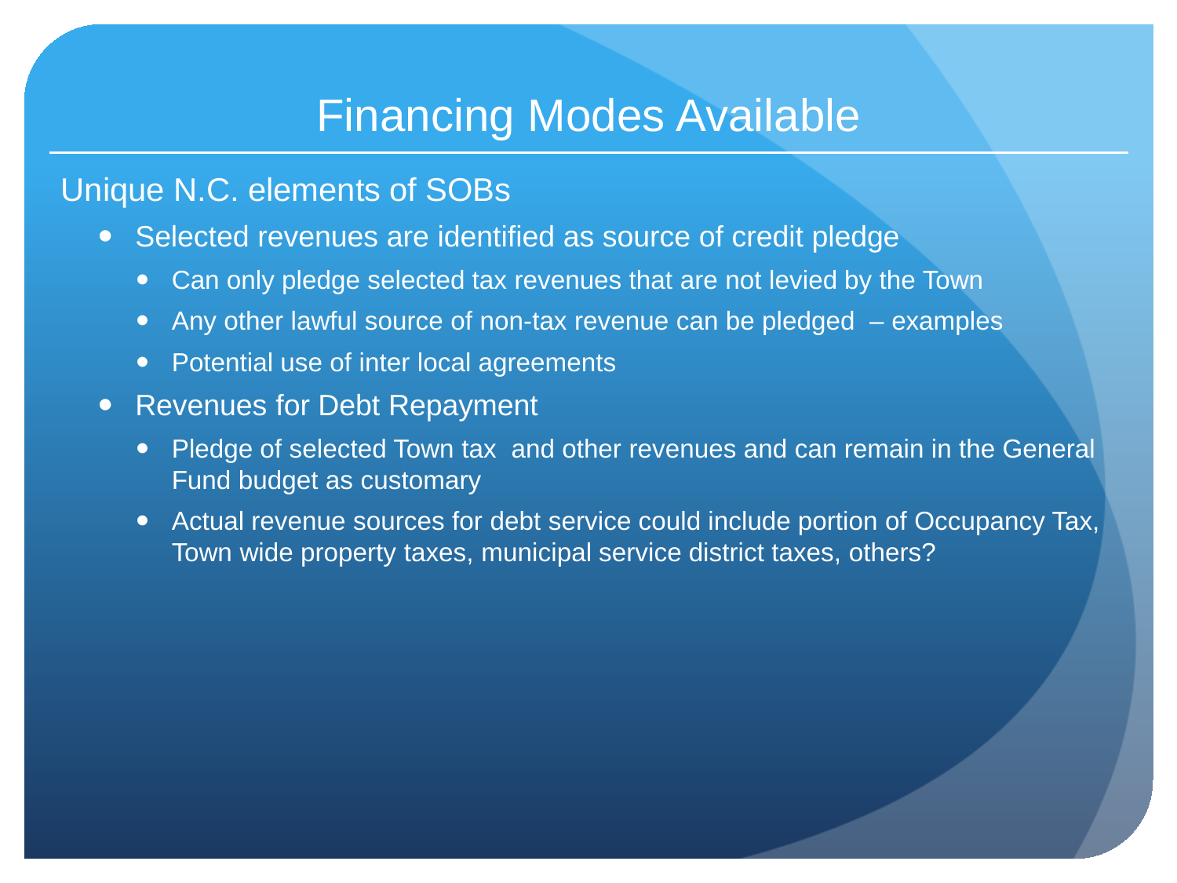# Financing Modes Available

Unique N.C. elements of SOBs

- Selected revenues are identified as source of credit pledge
  - Can only pledge selected tax revenues that are not levied by the Town
  - Any other lawful source of non-tax revenue can be pledged – examples
  - Potential use of inter local agreements
- Revenues for Debt Repayment
  - Pledge of selected Town tax and other revenues and can remain in the General Fund budget as customary
  - Actual revenue sources for debt service could include portion of Occupancy Tax, Town wide property taxes, municipal service district taxes, others?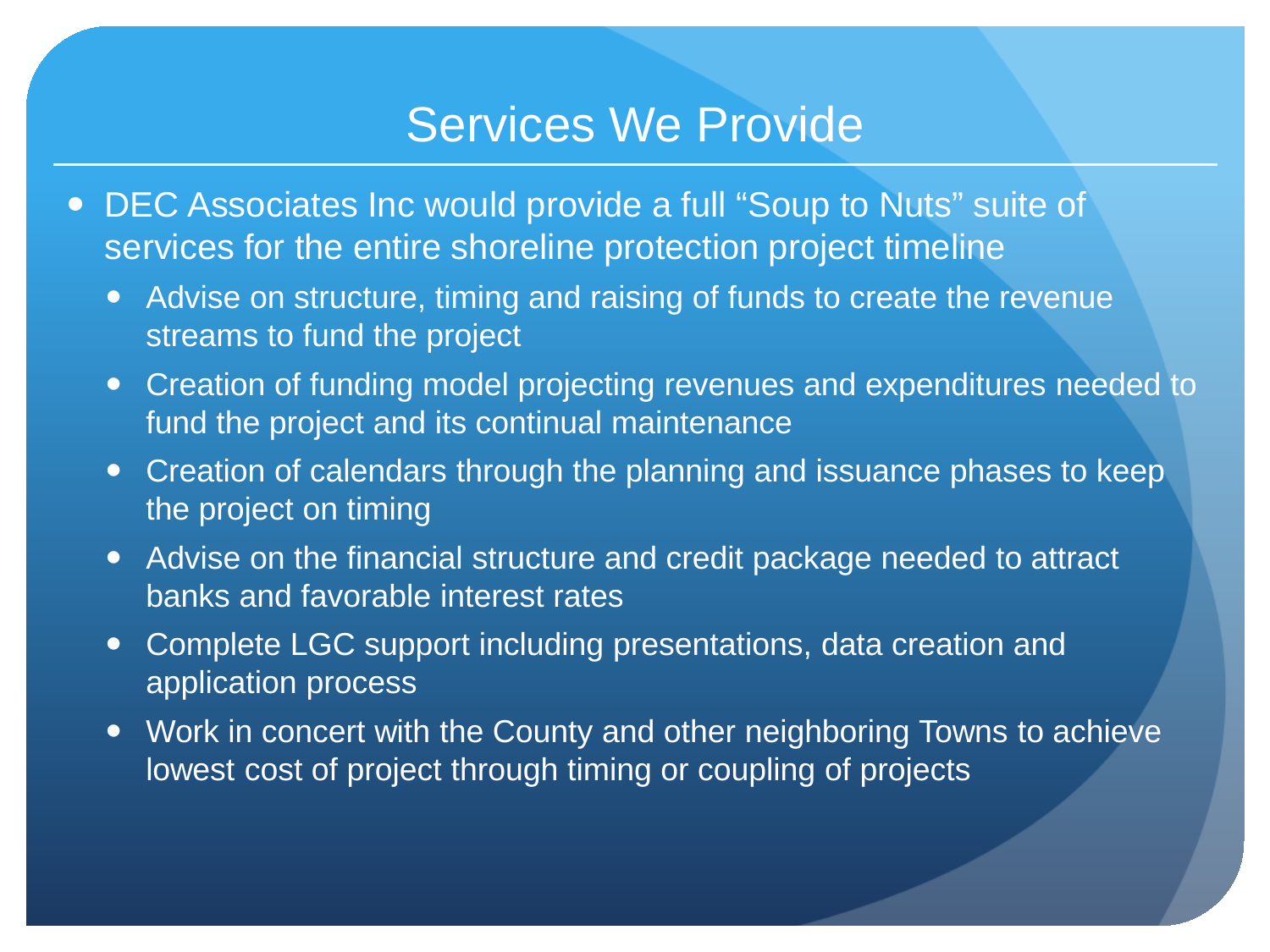# Services We Provide

- DEC Associates Inc would provide a full “Soup to Nuts” suite of services for the entire shoreline protection project timeline
  - Advise on structure, timing and raising of funds to create the revenue streams to fund the project
  - Creation of funding model projecting revenues and expenditures needed to fund the project and its continual maintenance
  - Creation of calendars through the planning and issuance phases to keep the project on timing
  - Advise on the financial structure and credit package needed to attract banks and favorable interest rates
  - Complete LGC support including presentations, data creation and application process
  - Work in concert with the County and other neighboring Towns to achieve lowest cost of project through timing or coupling of projects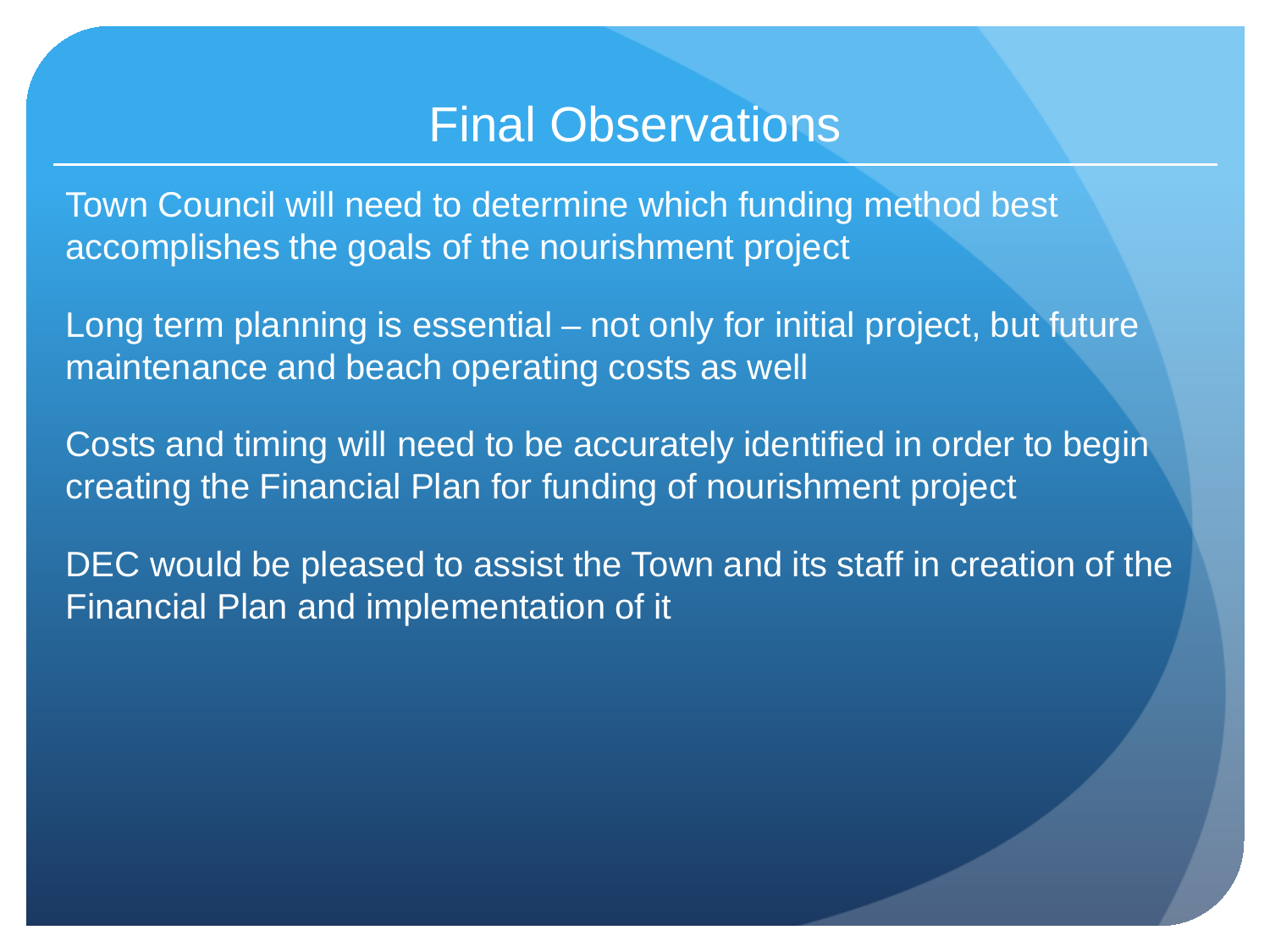# Final Observations

Town Council will need to determine which funding method best accomplishes the goals of the nourishment project

Long term planning is essential – not only for initial project, but future maintenance and beach operating costs as well

Costs and timing will need to be accurately identified in order to begin creating the Financial Plan for funding of nourishment project

DEC would be pleased to assist the Town and its staff in creation of the Financial Plan and implementation of it